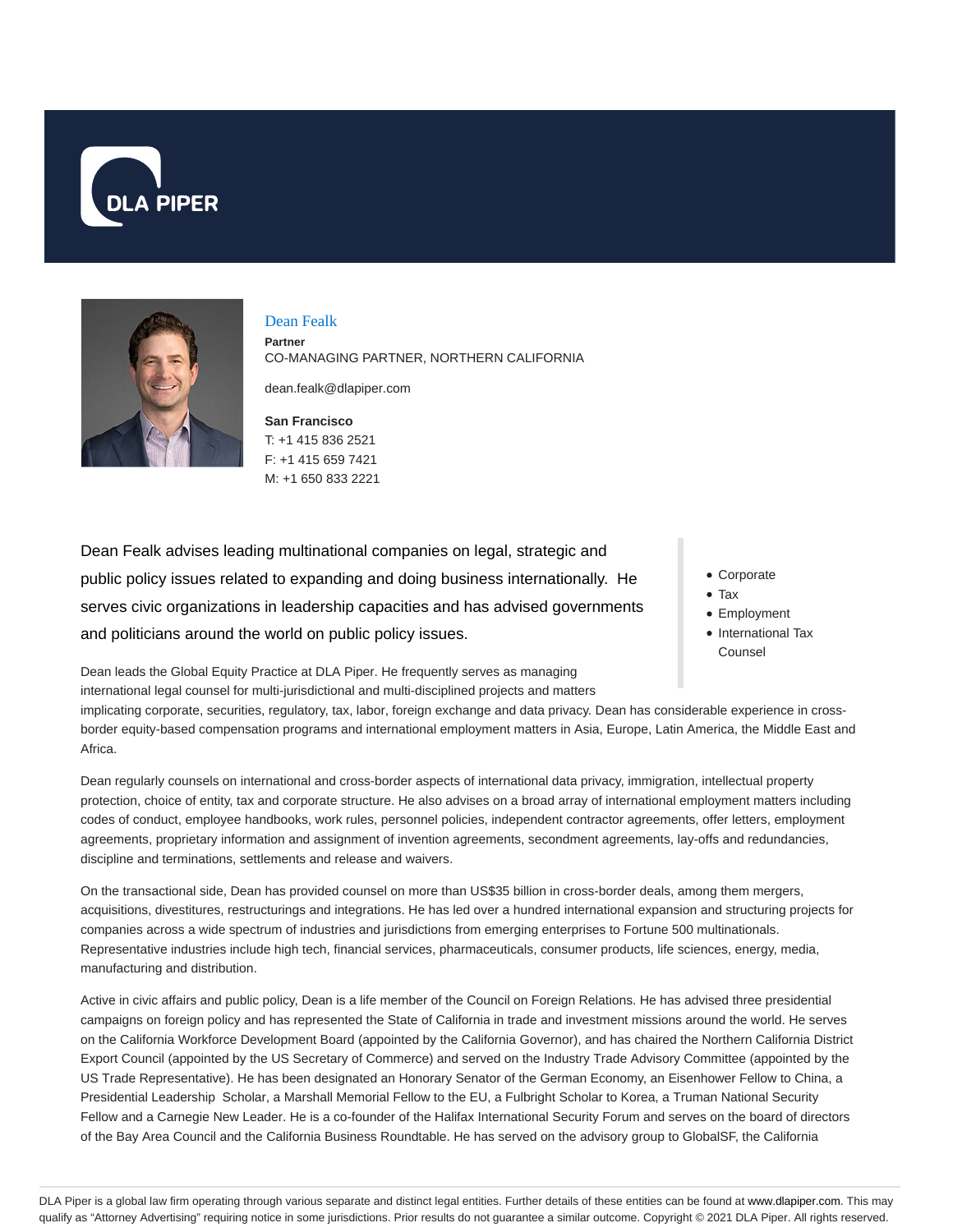DLA PIPER

# Dean Fealk

**Partner**

CO-MANAGING PARTNER, NORTHERN CALIFORNIA

dean.fealk@dlapiper.com

**San Francisco**

T: +1 415 836 2521

F: +1 415 659 7421

M: +1 650 833 2221

- Corporate
- Tax
- Employment
- International Tax Counsel

Dean Fealk advises leading multinational companies on legal, strategic and public policy issues related to expanding and doing business internationally. He serves civic organizations in leadership capacities and has advised governments and politicians around the world on public policy issues.

Dean leads the Global Equity Practice at DLA Piper. He frequently serves as managing international legal counsel for multi-jurisdictional and multi-disciplined projects and matters implicating corporate, securities, regulatory, tax, labor, foreign exchange and data privacy. Dean has considerable experience in cross-border equity-based compensation programs and international employment matters in Asia, Europe, Latin America, the Middle East and Africa.

Dean regularly counsels on international and cross-border aspects of international data privacy, immigration, intellectual property protection, choice of entity, tax and corporate structure. He also advises on a broad array of international employment matters including codes of conduct, employee handbooks, work rules, personnel policies, independent contractor agreements, offer letters, employment agreements, proprietary information and assignment of invention agreements, secondment agreements, lay-offs and redundancies, discipline and terminations, settlements and release and waivers.

On the transactional side, Dean has provided counsel on more than US$35 billion in cross-border deals, among them mergers, acquisitions, divestitures, restructurings and integrations. He has led over a hundred international expansion and structuring projects for companies across a wide spectrum of industries and jurisdictions from emerging enterprises to Fortune 500 multinationals. Representative industries include high tech, financial services, pharmaceuticals, consumer products, life sciences, energy, media, manufacturing and distribution.

Active in civic affairs and public policy, Dean is a life member of the Council on Foreign Relations. He has advised three presidential campaigns on foreign policy and has represented the State of California in trade and investment missions around the world. He serves on the California Workforce Development Board (appointed by the California Governor), and has chaired the Northern California District Export Council (appointed by the US Secretary of Commerce) and served on the Industry Trade Advisory Committee (appointed by the US Trade Representative). He has been designated an Honorary Senator of the German Economy, an Eisenhower Fellow to China, a Presidential Leadership Scholar, a Marshall Memorial Fellow to the EU, a Fulbright Scholar to Korea, a Truman National Security Fellow and a Carnegie New Leader. He is a co-founder of the Halifax International Security Forum and serves on the board of directors of the Bay Area Council and the California Business Roundtable. He has served on the advisory group to GlobalSF, the California

DLA Piper is a global law firm operating through various separate and distinct legal entities. Further details of these entities can be found at www.dlapiper.com. This may qualify as "Attorney Advertising" requiring notice in some jurisdictions. Prior results do not guarantee a similar outcome. Copyright © 2021 DLA Piper. All rights reserved.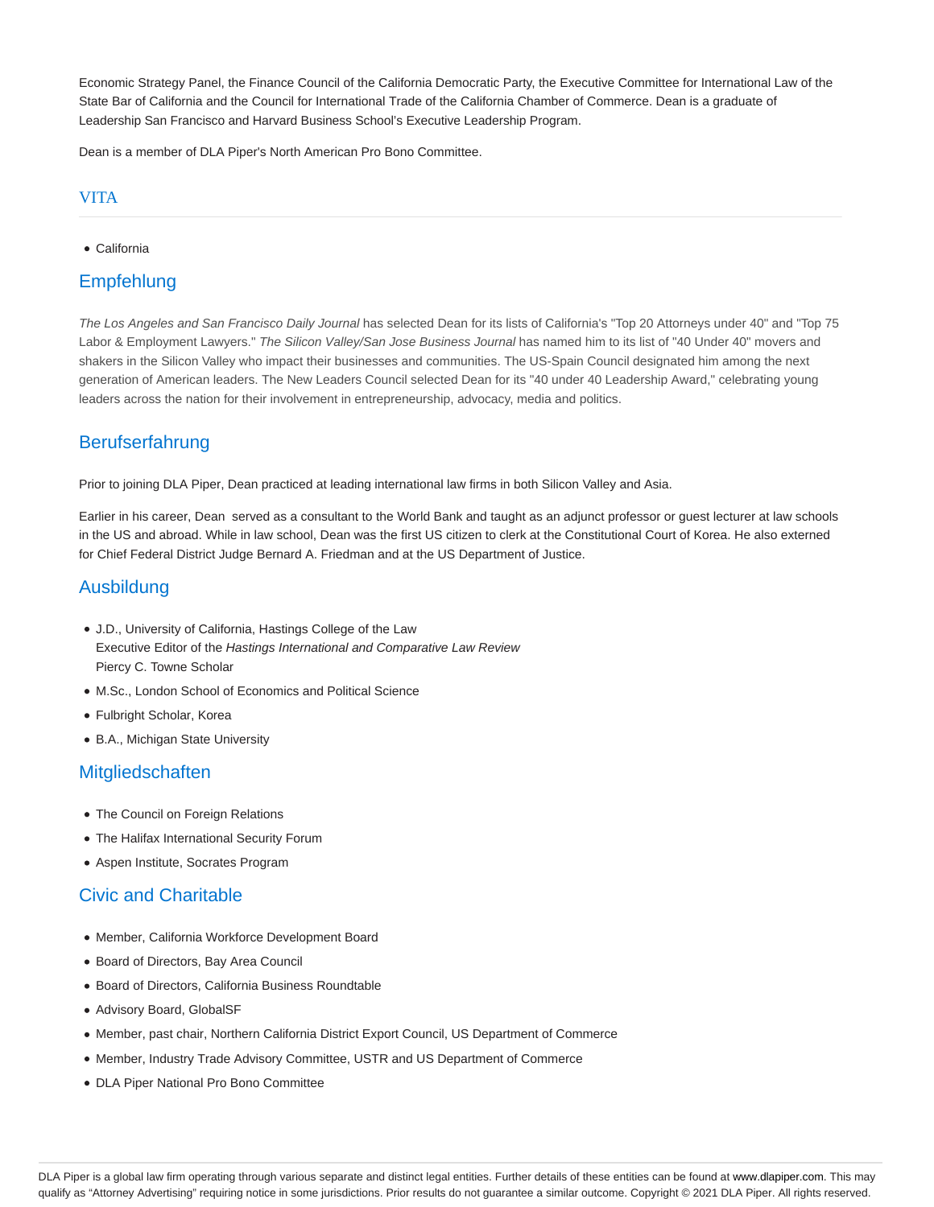Economic Strategy Panel, the Finance Council of the California Democratic Party, the Executive Committee for International Law of the State Bar of California and the Council for International Trade of the California Chamber of Commerce. Dean is a graduate of Leadership San Francisco and Harvard Business School's Executive Leadership Program.

Dean is a member of DLA Piper's North American Pro Bono Committee.

## VITA

- California

## Empfehlung

*The Los Angeles and San Francisco Daily Journal* has selected Dean for its lists of California's "Top 20 Attorneys under 40" and "Top 75 Labor & Employment Lawyers." *The Silicon Valley/San Jose Business Journal* has named him to its list of "40 Under 40" movers and shakers in the Silicon Valley who impact their businesses and communities. The US-Spain Council designated him among the next generation of American leaders. The New Leaders Council selected Dean for its "40 under 40 Leadership Award," celebrating young leaders across the nation for their involvement in entrepreneurship, advocacy, media and politics.

## Berufserfahrung

Prior to joining DLA Piper, Dean practiced at leading international law firms in both Silicon Valley and Asia.

Earlier in his career, Dean served as a consultant to the World Bank and taught as an adjunct professor or guest lecturer at law schools in the US and abroad. While in law school, Dean was the first US citizen to clerk at the Constitutional Court of Korea. He also externed for Chief Federal District Judge Bernard A. Friedman and at the US Department of Justice.

## Ausbildung

- J.D., University of California, Hastings College of the Law
  Executive Editor of the *Hastings International and Comparative Law Review*
  Piercy C. Towne Scholar
- M.Sc., London School of Economics and Political Science
- Fulbright Scholar, Korea
- B.A., Michigan State University

## Mitgliedschaften

- The Council on Foreign Relations
- The Halifax International Security Forum
- Aspen Institute, Socrates Program

## Civic and Charitable

- Member, California Workforce Development Board
- Board of Directors, Bay Area Council
- Board of Directors, California Business Roundtable
- Advisory Board, GlobalSF
- Member, past chair, Northern California District Export Council, US Department of Commerce
- Member, Industry Trade Advisory Committee, USTR and US Department of Commerce
- DLA Piper National Pro Bono Committee

DLA Piper is a global law firm operating through various separate and distinct legal entities. Further details of these entities can be found at www.dlapiper.com. This may qualify as "Attorney Advertising" requiring notice in some jurisdictions. Prior results do not guarantee a similar outcome. Copyright © 2021 DLA Piper. All rights reserved.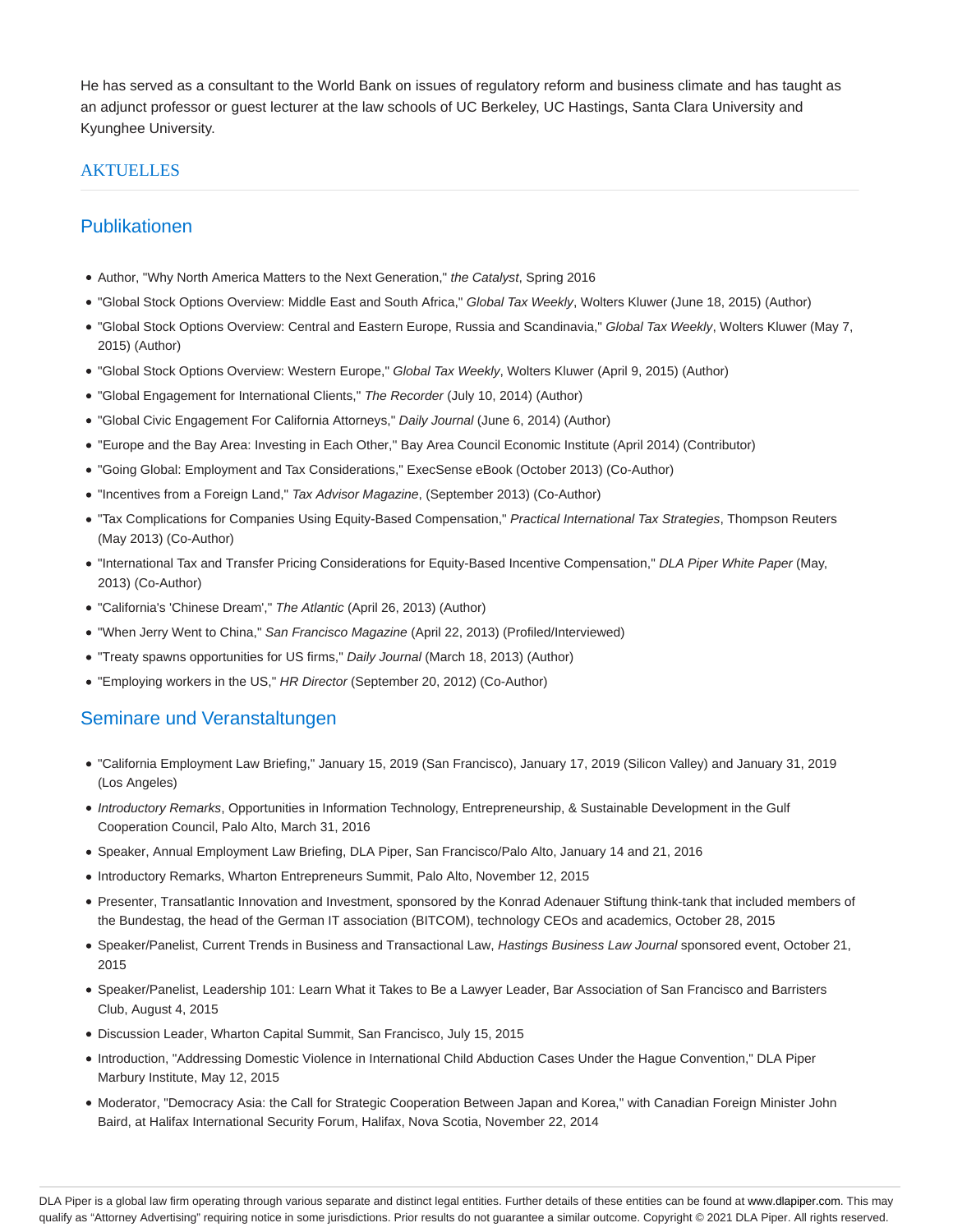He has served as a consultant to the World Bank on issues of regulatory reform and business climate and has taught as an adjunct professor or guest lecturer at the law schools of UC Berkeley, UC Hastings, Santa Clara University and Kyunghee University.

## AKTUELLES

### Publikationen

- Author, "Why North America Matters to the Next Generation," *the Catalyst*, Spring 2016
- "Global Stock Options Overview: Middle East and South Africa," *Global Tax Weekly*, Wolters Kluwer (June 18, 2015) (Author)
- "Global Stock Options Overview: Central and Eastern Europe, Russia and Scandinavia," *Global Tax Weekly*, Wolters Kluwer (May 7, 2015) (Author)
- "Global Stock Options Overview: Western Europe," *Global Tax Weekly*, Wolters Kluwer (April 9, 2015) (Author)
- "Global Engagement for International Clients," *The Recorder* (July 10, 2014) (Author)
- "Global Civic Engagement For California Attorneys," *Daily Journal* (June 6, 2014) (Author)
- "Europe and the Bay Area: Investing in Each Other," Bay Area Council Economic Institute (April 2014) (Contributor)
- "Going Global: Employment and Tax Considerations," ExecSense eBook (October 2013) (Co-Author)
- "Incentives from a Foreign Land," *Tax Advisor Magazine*, (September 2013) (Co-Author)
- "Tax Complications for Companies Using Equity-Based Compensation," *Practical International Tax Strategies*, Thompson Reuters (May 2013) (Co-Author)
- "International Tax and Transfer Pricing Considerations for Equity-Based Incentive Compensation," *DLA Piper White Paper* (May, 2013) (Co-Author)
- "California's 'Chinese Dream'," *The Atlantic* (April 26, 2013) (Author)
- "When Jerry Went to China," *San Francisco Magazine* (April 22, 2013) (Profiled/Interviewed)
- "Treaty spawns opportunities for US firms," *Daily Journal* (March 18, 2013) (Author)
- "Employing workers in the US," *HR Director* (September 20, 2012) (Co-Author)

### Seminare und Veranstaltungen

- "California Employment Law Briefing," January 15, 2019 (San Francisco), January 17, 2019 (Silicon Valley) and January 31, 2019 (Los Angeles)
- *Introductory Remarks*, Opportunities in Information Technology, Entrepreneurship, & Sustainable Development in the Gulf Cooperation Council, Palo Alto, March 31, 2016
- Speaker, Annual Employment Law Briefing, DLA Piper, San Francisco/Palo Alto, January 14 and 21, 2016
- Introductory Remarks, Wharton Entrepreneurs Summit, Palo Alto, November 12, 2015
- Presenter, Transatlantic Innovation and Investment, sponsored by the Konrad Adenauer Stiftung think-tank that included members of the Bundestag, the head of the German IT association (BITCOM), technology CEOs and academics, October 28, 2015
- Speaker/Panelist, Current Trends in Business and Transactional Law, *Hastings Business Law Journal* sponsored event, October 21, 2015
- Speaker/Panelist, Leadership 101: Learn What it Takes to Be a Lawyer Leader, Bar Association of San Francisco and Barristers Club, August 4, 2015
- Discussion Leader, Wharton Capital Summit, San Francisco, July 15, 2015
- Introduction, "Addressing Domestic Violence in International Child Abduction Cases Under the Hague Convention," DLA Piper Marbury Institute, May 12, 2015
- Moderator, "Democracy Asia: the Call for Strategic Cooperation Between Japan and Korea," with Canadian Foreign Minister John Baird, at Halifax International Security Forum, Halifax, Nova Scotia, November 22, 2014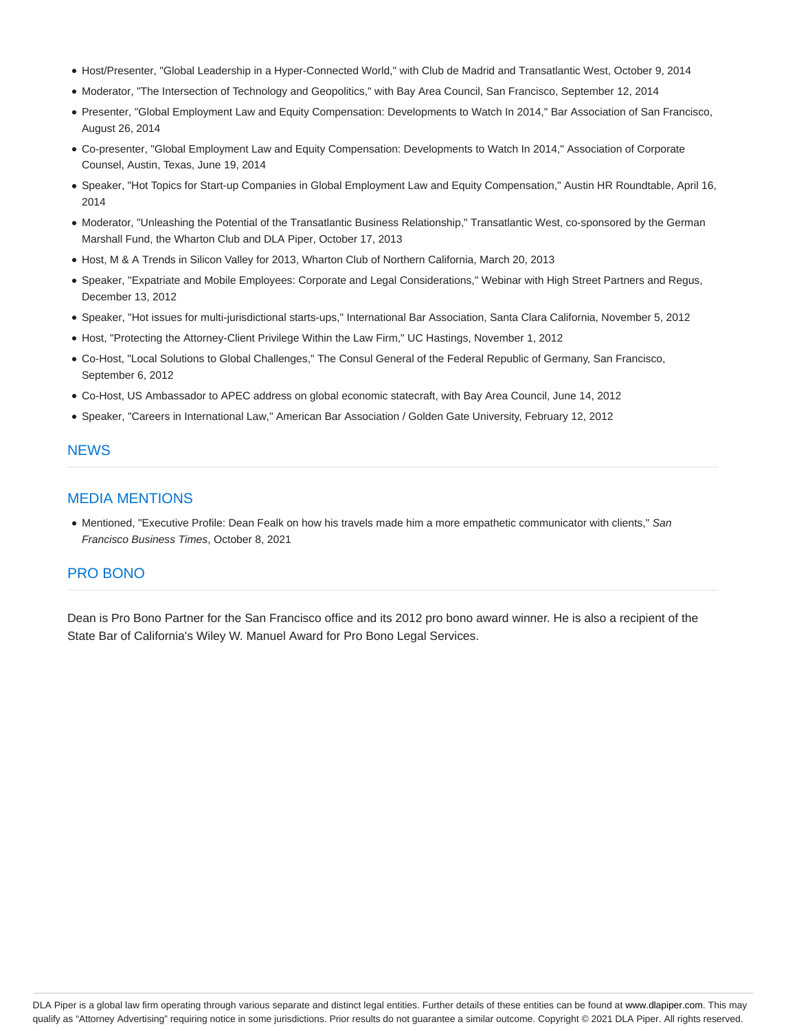- Host/Presenter, "Global Leadership in a Hyper-Connected World," with Club de Madrid and Transatlantic West, October 9, 2014
- Moderator, "The Intersection of Technology and Geopolitics," with Bay Area Council, San Francisco, September 12, 2014
- Presenter, "Global Employment Law and Equity Compensation: Developments to Watch In 2014," Bar Association of San Francisco, August 26, 2014
- Co-presenter, "Global Employment Law and Equity Compensation: Developments to Watch In 2014," Association of Corporate Counsel, Austin, Texas, June 19, 2014
- Speaker, "Hot Topics for Start-up Companies in Global Employment Law and Equity Compensation," Austin HR Roundtable, April 16, 2014
- Moderator, "Unleashing the Potential of the Transatlantic Business Relationship," Transatlantic West, co-sponsored by the German Marshall Fund, the Wharton Club and DLA Piper, October 17, 2013
- Host, M & A Trends in Silicon Valley for 2013, Wharton Club of Northern California, March 20, 2013
- Speaker, "Expatriate and Mobile Employees: Corporate and Legal Considerations," Webinar with High Street Partners and Regus, December 13, 2012
- Speaker, "Hot issues for multi-jurisdictional starts-ups," International Bar Association, Santa Clara California, November 5, 2012
- Host, "Protecting the Attorney-Client Privilege Within the Law Firm," UC Hastings, November 1, 2012
- Co-Host, "Local Solutions to Global Challenges," The Consul General of the Federal Republic of Germany, San Francisco, September 6, 2012
- Co-Host, US Ambassador to APEC address on global economic statecraft, with Bay Area Council, June 14, 2012
- Speaker, "Careers in International Law," American Bar Association / Golden Gate University, February 12, 2012

## NEWS

## MEDIA MENTIONS

- Mentioned, "Executive Profile: Dean Fealk on how his travels made him a more empathetic communicator with clients," *San Francisco Business Times*, October 8, 2021

## PRO BONO

Dean is Pro Bono Partner for the San Francisco office and its 2012 pro bono award winner. He is also a recipient of the State Bar of California's Wiley W. Manuel Award for Pro Bono Legal Services.